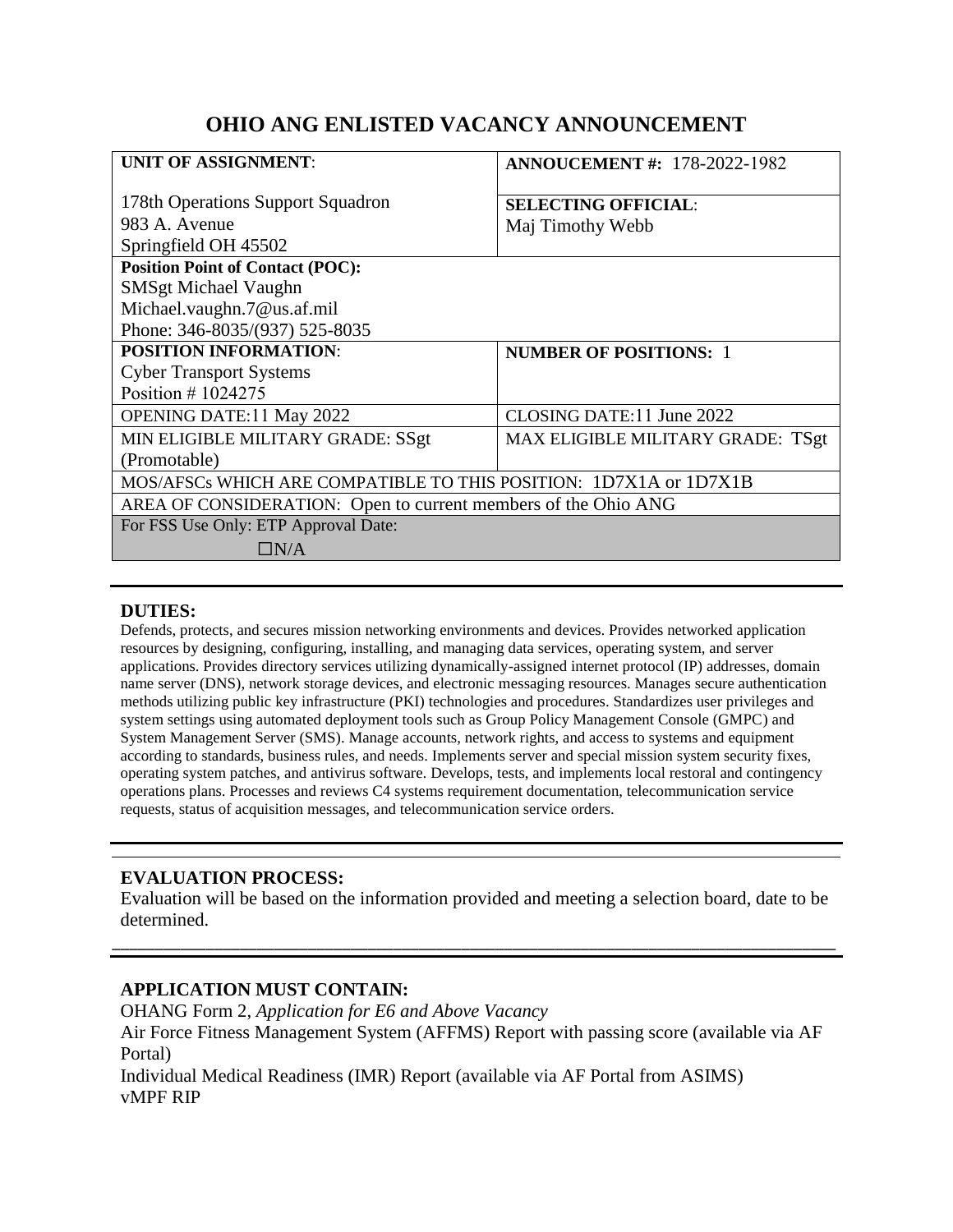# OHIO ANG ENLISTED VACANCY ANNOUNCEMENT

| **UNIT OF ASSIGNMENT**:<br><br>178th Operations Support Squadron<br>983 A. Avenue<br>Springfield OH 45502 | **ANNOUCEMENT #:** 178-2022-1982<br><br>**SELECTING OFFICIAL**:<br>Maj Timothy Webb |
|---|---|
| **Position Point of Contact (POC):**<br>SMSgt Michael Vaughn<br>Michael.vaughn.7@us.af.mil<br>Phone: 346-8035/(937) 525-8035 | |
| **POSITION INFORMATION**:<br>Cyber Transport Systems<br>Position # 1024275 | **NUMBER OF POSITIONS:** 1 |
| OPENING DATE:11 May 2022 | CLOSING DATE:11 June 2022 |
| MIN ELIGIBLE MILITARY GRADE: SSgt (Promotable) | MAX ELIGIBLE MILITARY GRADE: TSgt |
| MOS/AFSCs WHICH ARE COMPATIBLE TO THIS POSITION: 1D7X1A or 1D7X1B | |
| AREA OF CONSIDERATION: Open to current members of the Ohio ANG | |
| For FSS Use Only: ETP Approval Date:<br>☐N/A | |

## DUTIES:

Defends, protects, and secures mission networking environments and devices. Provides networked application resources by designing, configuring, installing, and managing data services, operating system, and server applications. Provides directory services utilizing dynamically-assigned internet protocol (IP) addresses, domain name server (DNS), network storage devices, and electronic messaging resources. Manages secure authentication methods utilizing public key infrastructure (PKI) technologies and procedures. Standardizes user privileges and system settings using automated deployment tools such as Group Policy Management Console (GMPC) and System Management Server (SMS). Manage accounts, network rights, and access to systems and equipment according to standards, business rules, and needs. Implements server and special mission system security fixes, operating system patches, and antivirus software. Develops, tests, and implements local restoral and contingency operations plans. Processes and reviews C4 systems requirement documentation, telecommunication service requests, status of acquisition messages, and telecommunication service orders.

## EVALUATION PROCESS:

Evaluation will be based on the information provided and meeting a selection board, date to be determined.

## APPLICATION MUST CONTAIN:

OHANG Form 2, *Application for E6 and Above Vacancy*
Air Force Fitness Management System (AFFMS) Report with passing score (available via AF Portal)
Individual Medical Readiness (IMR) Report (available via AF Portal from ASIMS)
vMPF RIP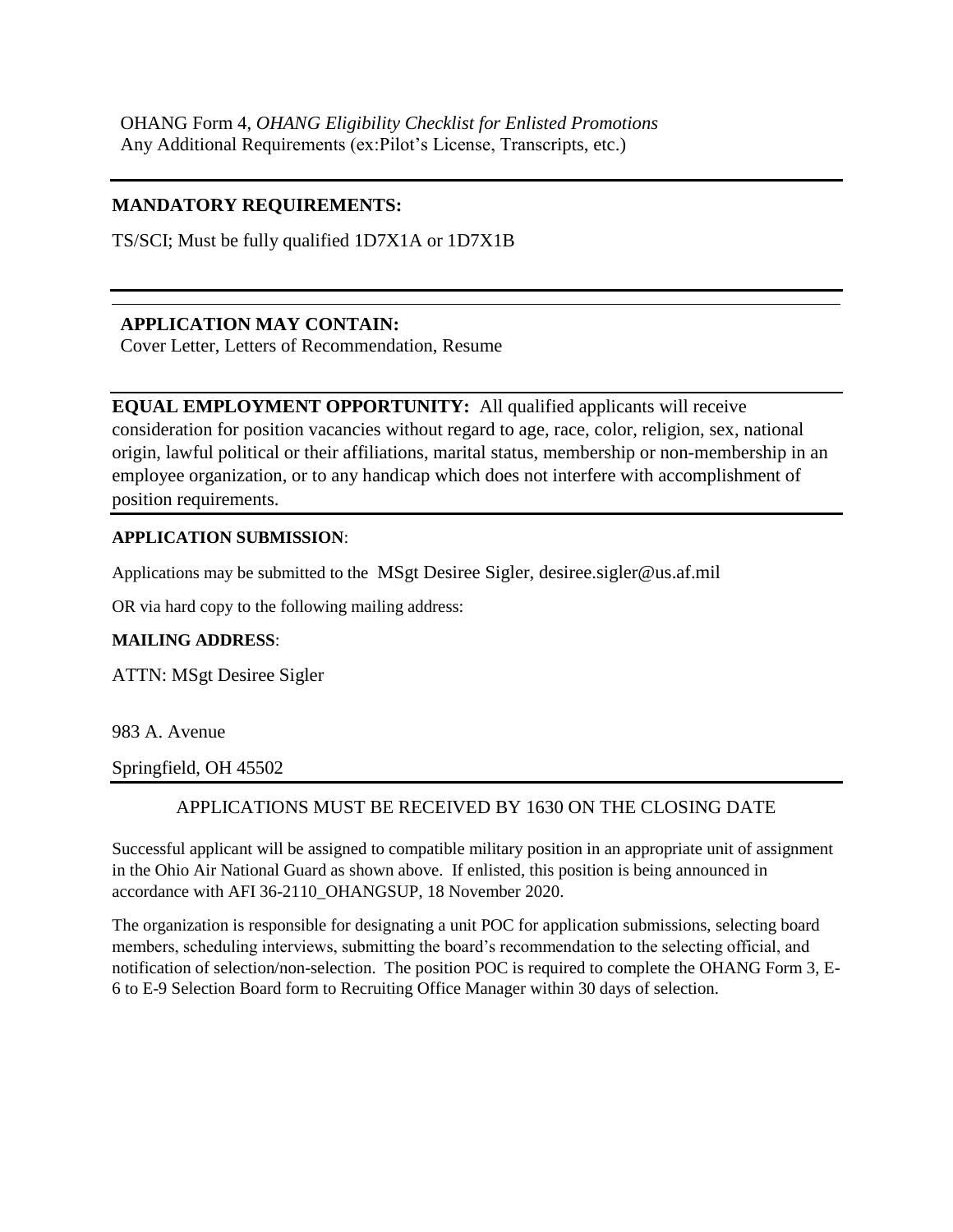OHANG Form 4, *OHANG Eligibility Checklist for Enlisted Promotions*
Any Additional Requirements (ex:Pilot's License, Transcripts, etc.)

---

**MANDATORY REQUIREMENTS:**

TS/SCI; Must be fully qualified 1D7X1A or 1D7X1B

---

**APPLICATION MAY CONTAIN:**
Cover Letter, Letters of Recommendation, Resume

---

**EQUAL EMPLOYMENT OPPORTUNITY:** All qualified applicants will receive consideration for position vacancies without regard to age, race, color, religion, sex, national origin, lawful political or their affiliations, marital status, membership or non-membership in an employee organization, or to any handicap which does not interfere with accomplishment of position requirements.

---

**APPLICATION SUBMISSION**:

Applications may be submitted to the MSgt Desiree Sigler, desiree.sigler@us.af.mil

OR via hard copy to the following mailing address:

**MAILING ADDRESS**:

ATTN: MSgt Desiree Sigler

983 A. Avenue

Springfield, OH 45502

---

APPLICATIONS MUST BE RECEIVED BY 1630 ON THE CLOSING DATE

Successful applicant will be assigned to compatible military position in an appropriate unit of assignment in the Ohio Air National Guard as shown above. If enlisted, this position is being announced in accordance with AFI 36-2110_OHANGSUP, 18 November 2020.

The organization is responsible for designating a unit POC for application submissions, selecting board members, scheduling interviews, submitting the board's recommendation to the selecting official, and notification of selection/non-selection. The position POC is required to complete the OHANG Form 3, E-6 to E-9 Selection Board form to Recruiting Office Manager within 30 days of selection.